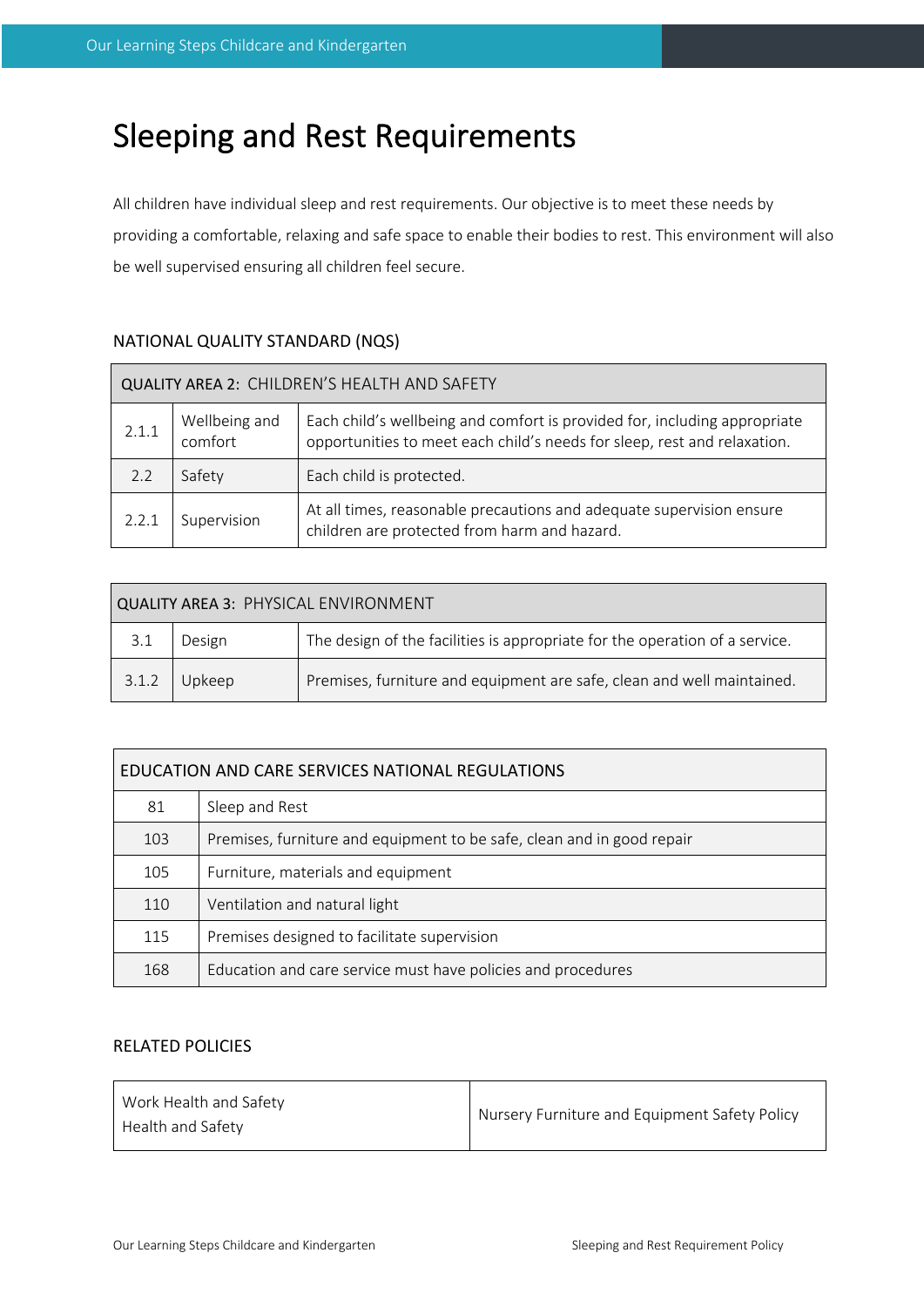# Sleeping and Rest Requirements

All children have individual sleep and rest requirements. Our objective is to meet these needs by providing a comfortable, relaxing and safe space to enable their bodies to rest. This environment will also be well supervised ensuring all children feel secure.

## NATIONAL QUALITY STANDARD (NQS)

| QUALITY AREA 2: CHILDREN'S HEALTH AND SAFETY | | |
|---|---|---|
| 2.1.1 | Wellbeing and comfort | Each child's wellbeing and comfort is provided for, including appropriate opportunities to meet each child's needs for sleep, rest and relaxation. |
| 2.2 | Safety | Each child is protected. |
| 2.2.1 | Supervision | At all times, reasonable precautions and adequate supervision ensure children are protected from harm and hazard. |

| QUALITY AREA 3: PHYSICAL ENVIRONMENT | | |
|---|---|---|
| 3.1 | Design | The design of the facilities is appropriate for the operation of a service. |
| 3.1.2 | Upkeep | Premises, furniture and equipment are safe, clean and well maintained. |

| EDUCATION AND CARE SERVICES NATIONAL REGULATIONS | |
|---|---|
| 81 | Sleep and Rest |
| 103 | Premises, furniture and equipment to be safe, clean and in good repair |
| 105 | Furniture, materials and equipment |
| 110 | Ventilation and natural light |
| 115 | Premises designed to facilitate supervision |
| 168 | Education and care service must have policies and procedures |

## RELATED POLICIES

| | |
|---|---|
| Work Health and Safety<br>Health and Safety | Nursery Furniture and Equipment Safety Policy |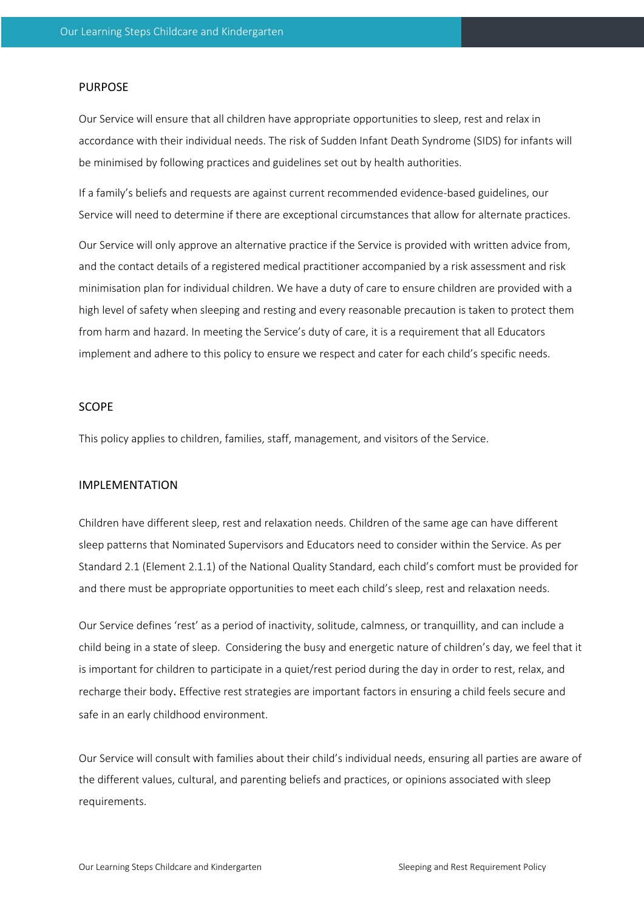## PURPOSE

Our Service will ensure that all children have appropriate opportunities to sleep, rest and relax in accordance with their individual needs. The risk of Sudden Infant Death Syndrome (SIDS) for infants will be minimised by following practices and guidelines set out by health authorities.

If a family's beliefs and requests are against current recommended evidence-based guidelines, our Service will need to determine if there are exceptional circumstances that allow for alternate practices.

Our Service will only approve an alternative practice if the Service is provided with written advice from, and the contact details of a registered medical practitioner accompanied by a risk assessment and risk minimisation plan for individual children. We have a duty of care to ensure children are provided with a high level of safety when sleeping and resting and every reasonable precaution is taken to protect them from harm and hazard. In meeting the Service's duty of care, it is a requirement that all Educators implement and adhere to this policy to ensure we respect and cater for each child's specific needs.

## SCOPE

This policy applies to children, families, staff, management, and visitors of the Service.

## IMPLEMENTATION

Children have different sleep, rest and relaxation needs. Children of the same age can have different sleep patterns that Nominated Supervisors and Educators need to consider within the Service. As per Standard 2.1 (Element 2.1.1) of the National Quality Standard, each child's comfort must be provided for and there must be appropriate opportunities to meet each child's sleep, rest and relaxation needs.

Our Service defines 'rest' as a period of inactivity, solitude, calmness, or tranquillity, and can include a child being in a state of sleep. Considering the busy and energetic nature of children's day, we feel that it is important for children to participate in a quiet/rest period during the day in order to rest, relax, and recharge their body. Effective rest strategies are important factors in ensuring a child feels secure and safe in an early childhood environment.

Our Service will consult with families about their child's individual needs, ensuring all parties are aware of the different values, cultural, and parenting beliefs and practices, or opinions associated with sleep requirements.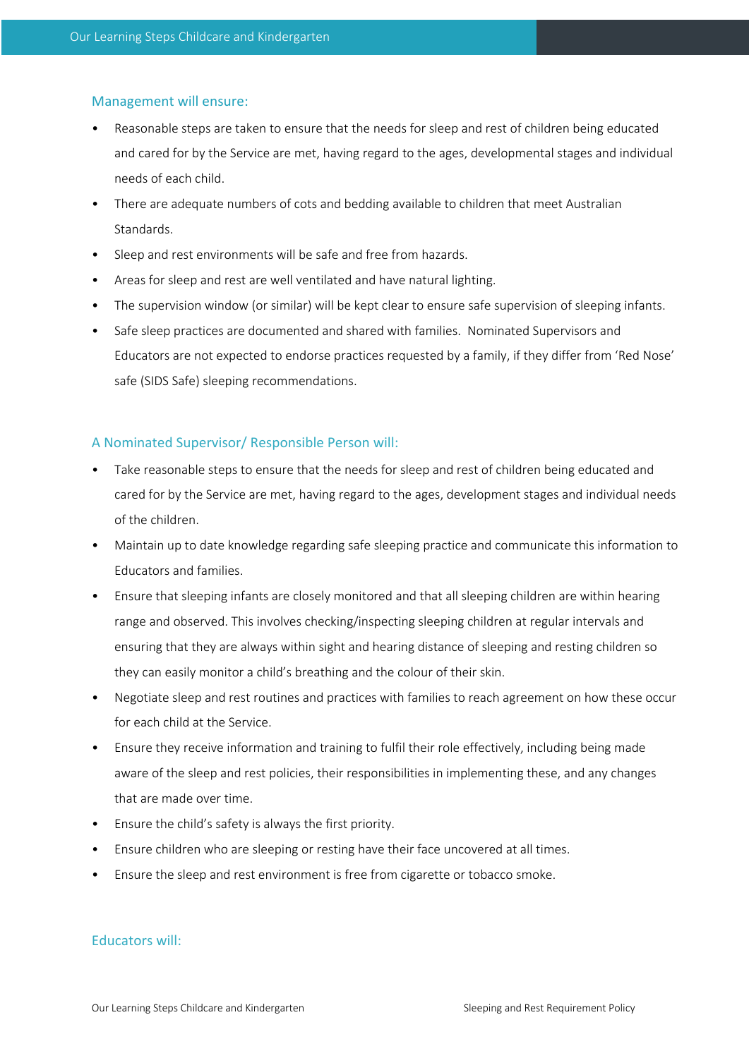### Management will ensure:

- Reasonable steps are taken to ensure that the needs for sleep and rest of children being educated and cared for by the Service are met, having regard to the ages, developmental stages and individual needs of each child.
- There are adequate numbers of cots and bedding available to children that meet Australian Standards.
- Sleep and rest environments will be safe and free from hazards.
- Areas for sleep and rest are well ventilated and have natural lighting.
- The supervision window (or similar) will be kept clear to ensure safe supervision of sleeping infants.
- Safe sleep practices are documented and shared with families. Nominated Supervisors and Educators are not expected to endorse practices requested by a family, if they differ from 'Red Nose' safe (SIDS Safe) sleeping recommendations.

### A Nominated Supervisor/ Responsible Person will:

- Take reasonable steps to ensure that the needs for sleep and rest of children being educated and cared for by the Service are met, having regard to the ages, development stages and individual needs of the children.
- Maintain up to date knowledge regarding safe sleeping practice and communicate this information to Educators and families.
- Ensure that sleeping infants are closely monitored and that all sleeping children are within hearing range and observed. This involves checking/inspecting sleeping children at regular intervals and ensuring that they are always within sight and hearing distance of sleeping and resting children so they can easily monitor a child's breathing and the colour of their skin.
- Negotiate sleep and rest routines and practices with families to reach agreement on how these occur for each child at the Service.
- Ensure they receive information and training to fulfil their role effectively, including being made aware of the sleep and rest policies, their responsibilities in implementing these, and any changes that are made over time.
- Ensure the child's safety is always the first priority.
- Ensure children who are sleeping or resting have their face uncovered at all times.
- Ensure the sleep and rest environment is free from cigarette or tobacco smoke.

### Educators will: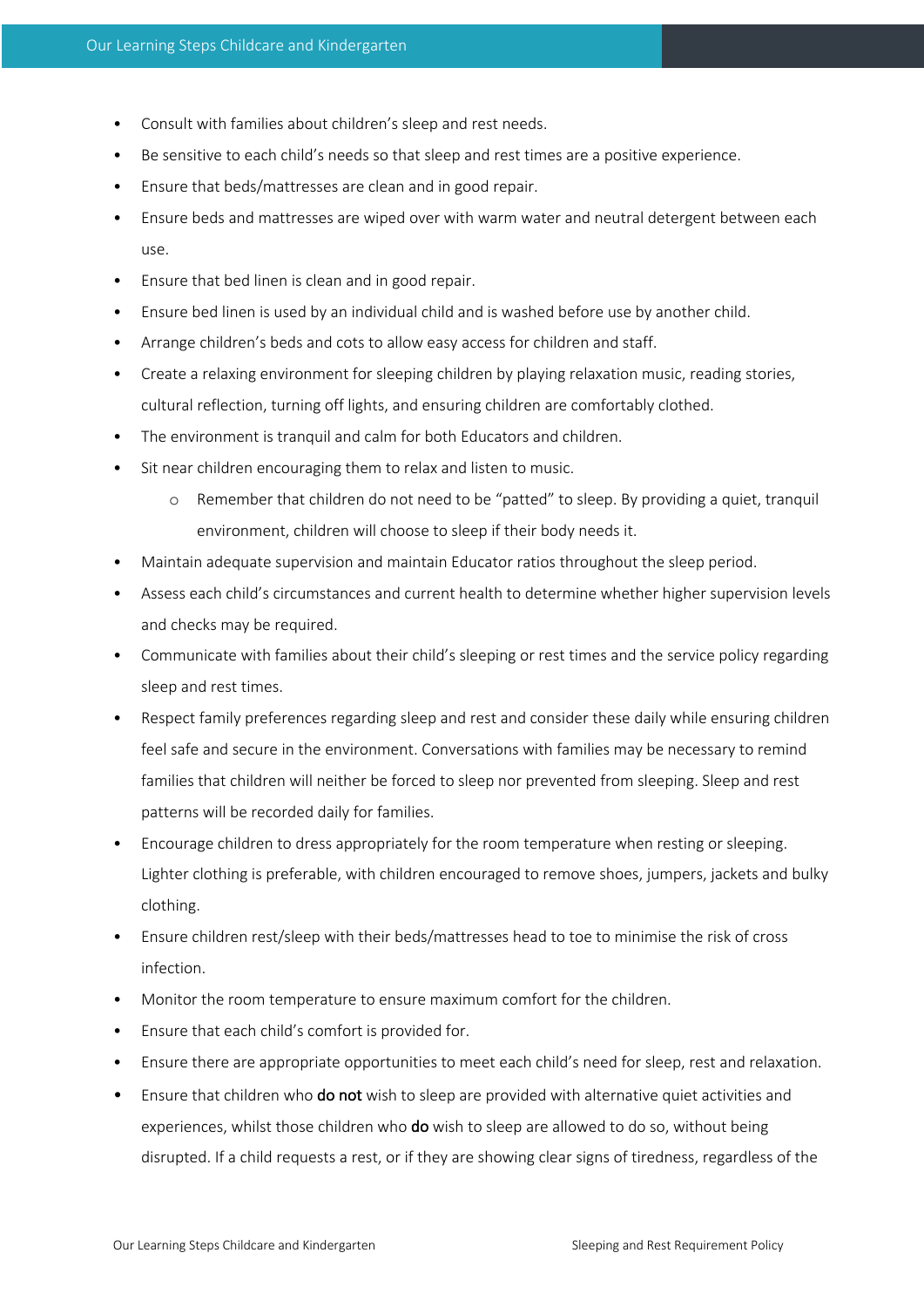- Consult with families about children's sleep and rest needs.
- Be sensitive to each child's needs so that sleep and rest times are a positive experience.
- Ensure that beds/mattresses are clean and in good repair.
- Ensure beds and mattresses are wiped over with warm water and neutral detergent between each use.
- Ensure that bed linen is clean and in good repair.
- Ensure bed linen is used by an individual child and is washed before use by another child.
- Arrange children's beds and cots to allow easy access for children and staff.
- Create a relaxing environment for sleeping children by playing relaxation music, reading stories, cultural reflection, turning off lights, and ensuring children are comfortably clothed.
- The environment is tranquil and calm for both Educators and children.
- Sit near children encouraging them to relax and listen to music.
    - Remember that children do not need to be "patted" to sleep. By providing a quiet, tranquil environment, children will choose to sleep if their body needs it.
- Maintain adequate supervision and maintain Educator ratios throughout the sleep period.
- Assess each child's circumstances and current health to determine whether higher supervision levels and checks may be required.
- Communicate with families about their child's sleeping or rest times and the service policy regarding sleep and rest times.
- Respect family preferences regarding sleep and rest and consider these daily while ensuring children feel safe and secure in the environment. Conversations with families may be necessary to remind families that children will neither be forced to sleep nor prevented from sleeping. Sleep and rest patterns will be recorded daily for families.
- Encourage children to dress appropriately for the room temperature when resting or sleeping. Lighter clothing is preferable, with children encouraged to remove shoes, jumpers, jackets and bulky clothing.
- Ensure children rest/sleep with their beds/mattresses head to toe to minimise the risk of cross infection.
- Monitor the room temperature to ensure maximum comfort for the children.
- Ensure that each child's comfort is provided for.
- Ensure there are appropriate opportunities to meet each child's need for sleep, rest and relaxation.
- Ensure that children who **do not** wish to sleep are provided with alternative quiet activities and experiences, whilst those children who **do** wish to sleep are allowed to do so, without being disrupted. If a child requests a rest, or if they are showing clear signs of tiredness, regardless of the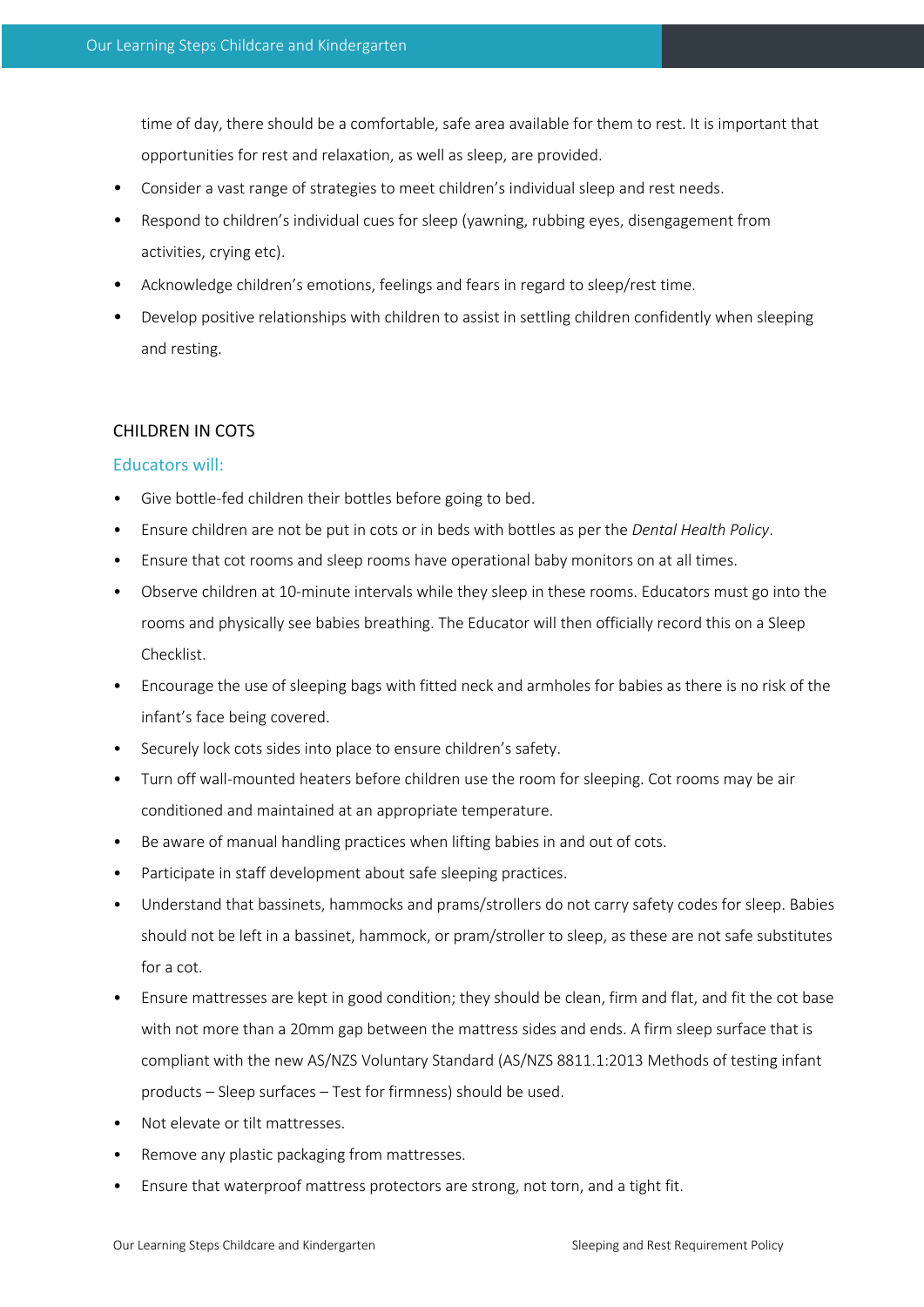time of day, there should be a comfortable, safe area available for them to rest. It is important that opportunities for rest and relaxation, as well as sleep, are provided.

- Consider a vast range of strategies to meet children's individual sleep and rest needs.
- Respond to children's individual cues for sleep (yawning, rubbing eyes, disengagement from activities, crying etc).
- Acknowledge children's emotions, feelings and fears in regard to sleep/rest time.
- Develop positive relationships with children to assist in settling children confidently when sleeping and resting.

## CHILDREN IN COTS

### Educators will:

- Give bottle-fed children their bottles before going to bed.
- Ensure children are not be put in cots or in beds with bottles as per the *Dental Health Policy*.
- Ensure that cot rooms and sleep rooms have operational baby monitors on at all times.
- Observe children at 10-minute intervals while they sleep in these rooms. Educators must go into the rooms and physically see babies breathing. The Educator will then officially record this on a Sleep Checklist.
- Encourage the use of sleeping bags with fitted neck and armholes for babies as there is no risk of the infant's face being covered.
- Securely lock cots sides into place to ensure children's safety.
- Turn off wall-mounted heaters before children use the room for sleeping. Cot rooms may be air conditioned and maintained at an appropriate temperature.
- Be aware of manual handling practices when lifting babies in and out of cots.
- Participate in staff development about safe sleeping practices.
- Understand that bassinets, hammocks and prams/strollers do not carry safety codes for sleep. Babies should not be left in a bassinet, hammock, or pram/stroller to sleep, as these are not safe substitutes for a cot.
- Ensure mattresses are kept in good condition; they should be clean, firm and flat, and fit the cot base with not more than a 20mm gap between the mattress sides and ends. A firm sleep surface that is compliant with the new AS/NZS Voluntary Standard (AS/NZS 8811.1:2013 Methods of testing infant products – Sleep surfaces – Test for firmness) should be used.
- Not elevate or tilt mattresses.
- Remove any plastic packaging from mattresses.
- Ensure that waterproof mattress protectors are strong, not torn, and a tight fit.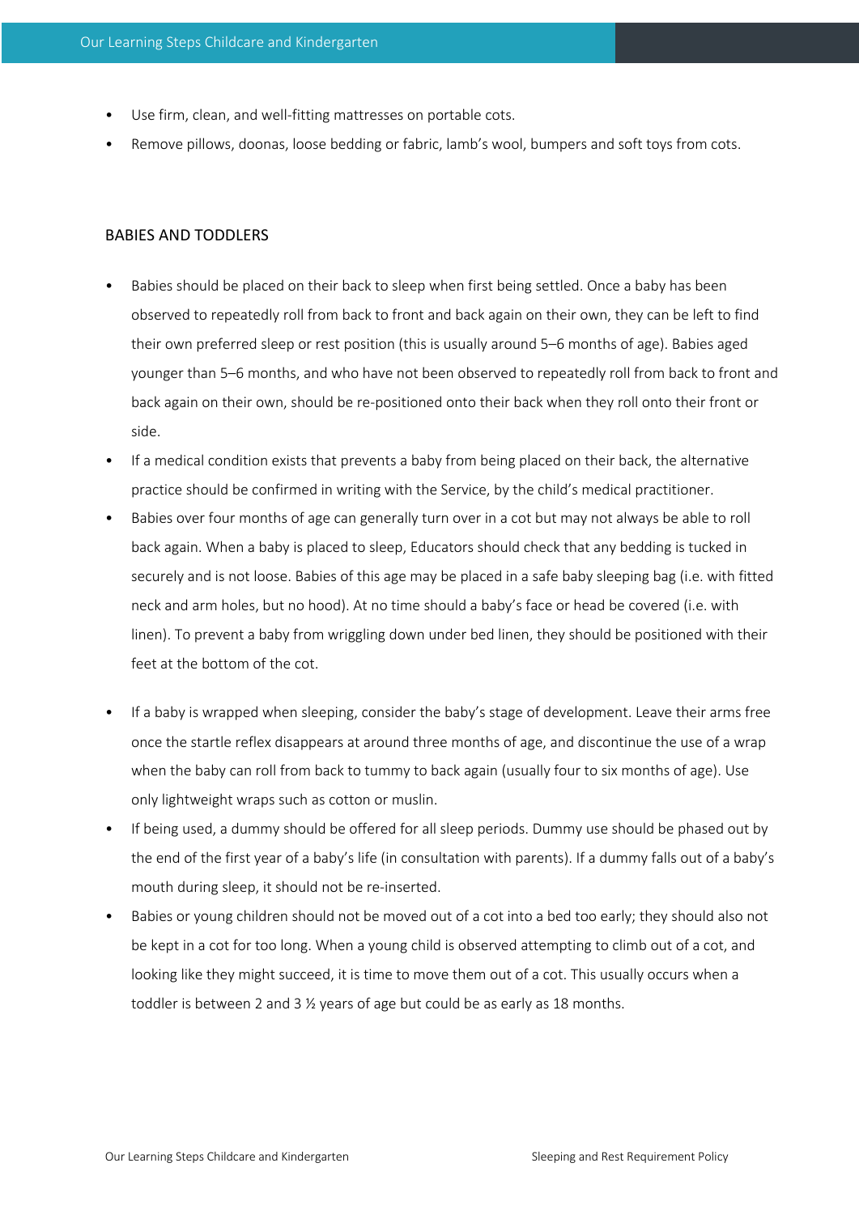- Use firm, clean, and well-fitting mattresses on portable cots.
- Remove pillows, doonas, loose bedding or fabric, lamb's wool, bumpers and soft toys from cots.

## BABIES AND TODDLERS

- Babies should be placed on their back to sleep when first being settled. Once a baby has been observed to repeatedly roll from back to front and back again on their own, they can be left to find their own preferred sleep or rest position (this is usually around 5–6 months of age). Babies aged younger than 5–6 months, and who have not been observed to repeatedly roll from back to front and back again on their own, should be re-positioned onto their back when they roll onto their front or side.
- If a medical condition exists that prevents a baby from being placed on their back, the alternative practice should be confirmed in writing with the Service, by the child's medical practitioner.
- Babies over four months of age can generally turn over in a cot but may not always be able to roll back again. When a baby is placed to sleep, Educators should check that any bedding is tucked in securely and is not loose. Babies of this age may be placed in a safe baby sleeping bag (i.e. with fitted neck and arm holes, but no hood). At no time should a baby's face or head be covered (i.e. with linen). To prevent a baby from wriggling down under bed linen, they should be positioned with their feet at the bottom of the cot.
- If a baby is wrapped when sleeping, consider the baby's stage of development. Leave their arms free once the startle reflex disappears at around three months of age, and discontinue the use of a wrap when the baby can roll from back to tummy to back again (usually four to six months of age). Use only lightweight wraps such as cotton or muslin.
- If being used, a dummy should be offered for all sleep periods. Dummy use should be phased out by the end of the first year of a baby's life (in consultation with parents). If a dummy falls out of a baby's mouth during sleep, it should not be re-inserted.
- Babies or young children should not be moved out of a cot into a bed too early; they should also not be kept in a cot for too long. When a young child is observed attempting to climb out of a cot, and looking like they might succeed, it is time to move them out of a cot. This usually occurs when a toddler is between 2 and 3 ½ years of age but could be as early as 18 months.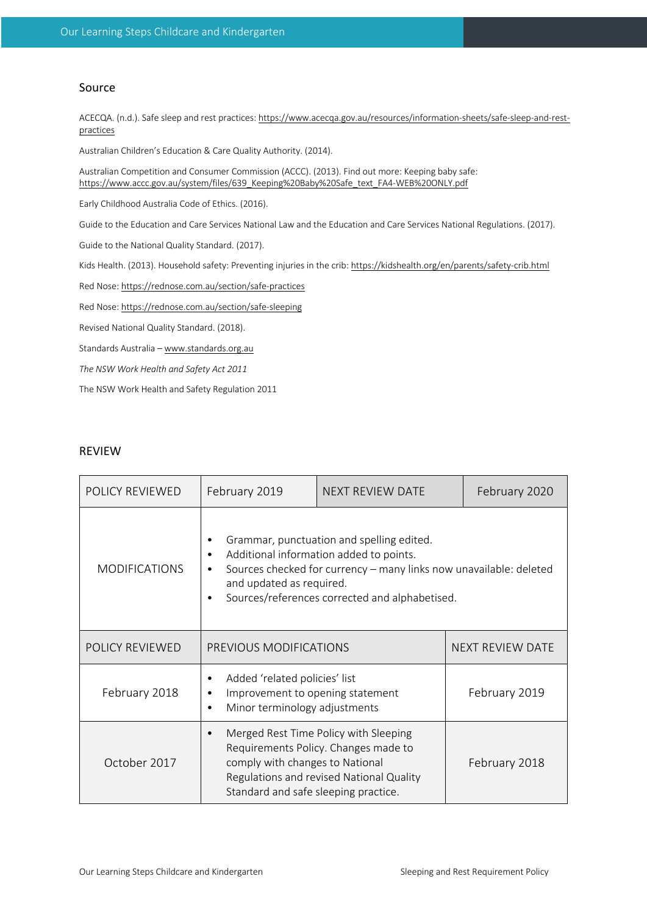## Source

ACECQA. (n.d.). Safe sleep and rest practices: https://www.acecqa.gov.au/resources/information-sheets/safe-sleep-and-rest-practices

Australian Children's Education & Care Quality Authority. (2014).

Australian Competition and Consumer Commission (ACCC). (2013). Find out more: Keeping baby safe: https://www.accc.gov.au/system/files/639_Keeping%20Baby%20Safe_text_FA4-WEB%20ONLY.pdf

Early Childhood Australia Code of Ethics. (2016).

Guide to the Education and Care Services National Law and the Education and Care Services National Regulations. (2017).

Guide to the National Quality Standard. (2017).

Kids Health. (2013). Household safety: Preventing injuries in the crib: https://kidshealth.org/en/parents/safety-crib.html

Red Nose: https://rednose.com.au/section/safe-practices

Red Nose: https://rednose.com.au/section/safe-sleeping

Revised National Quality Standard. (2018).

Standards Australia – www.standards.org.au

*The NSW Work Health and Safety Act 2011*

The NSW Work Health and Safety Regulation 2011

## REVIEW

| POLICY REVIEWED | February 2019 | NEXT REVIEW DATE | February 2020 |
|---|---|---|---|
| MODIFICATIONS | • Grammar, punctuation and spelling edited.<br>• Additional information added to points.<br>• Sources checked for currency – many links now unavailable: deleted and updated as required.<br>• Sources/references corrected and alphabetised. | | |

| POLICY REVIEWED | PREVIOUS MODIFICATIONS | NEXT REVIEW DATE |
|---|---|---|
| February 2018 | • Added 'related policies' list<br>• Improvement to opening statement<br>• Minor terminology adjustments | February 2019 |
| October 2017 | • Merged Rest Time Policy with Sleeping Requirements Policy. Changes made to comply with changes to National Regulations and revised National Quality Standard and safe sleeping practice. | February 2018 |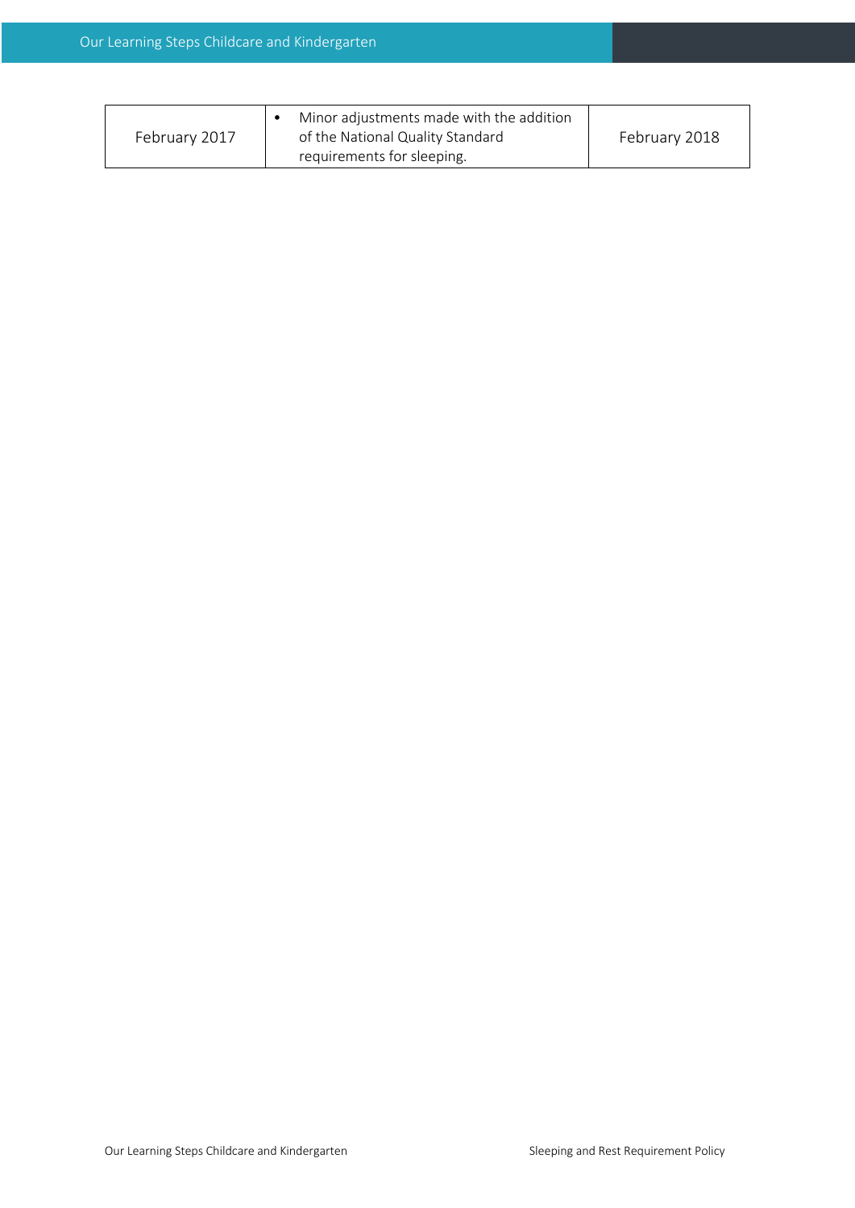| | | |
|---|---|---|
| February 2017 | • Minor adjustments made with the addition of the National Quality Standard requirements for sleeping. | February 2018 |